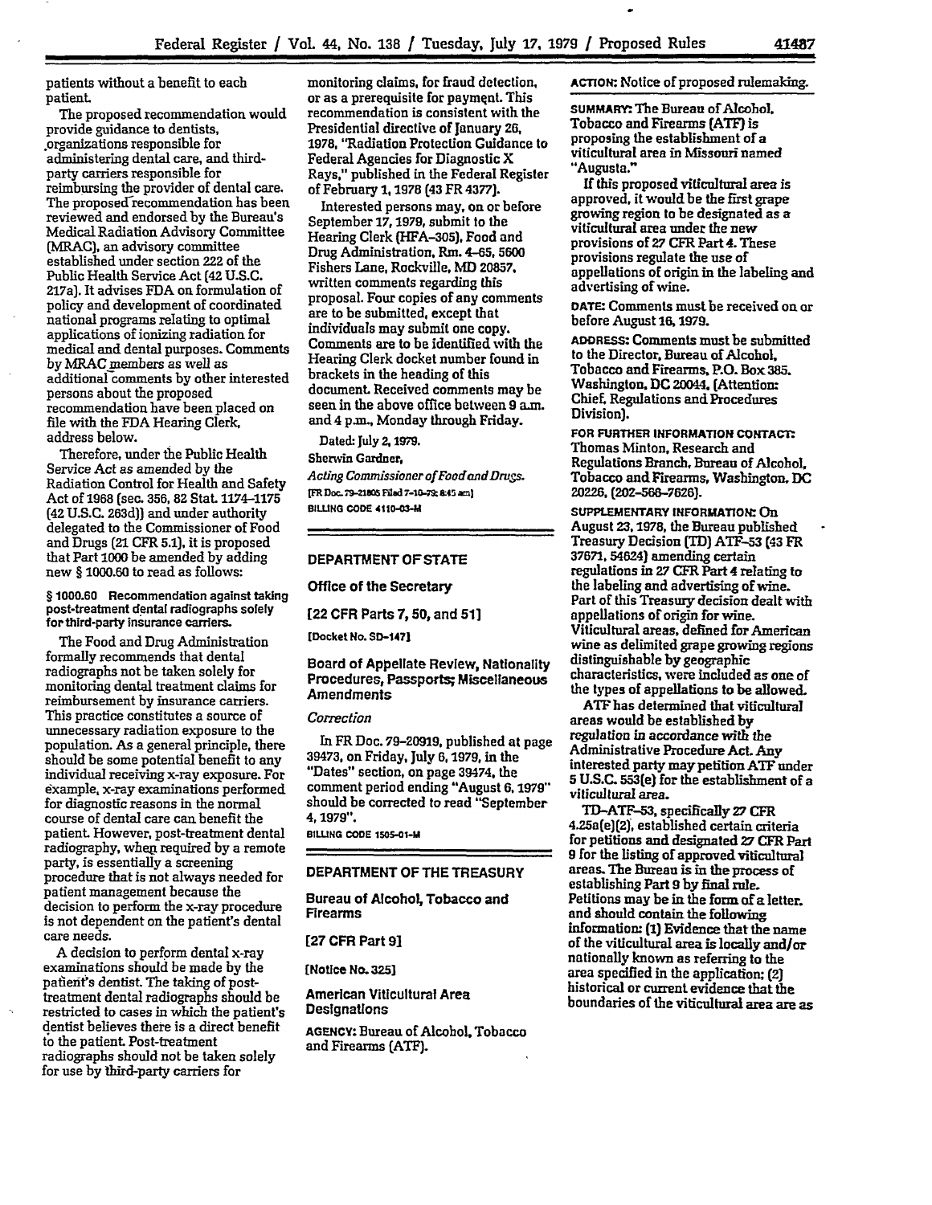patients without a benefit to each patient.

The proposed recommendation would provide guidance to dentists, organizations responsible for administering dental care, and third-party carriers responsible for reimbursing the provider of dental care. The proposed recommendation has been reviewed and endorsed by the Bureau's Medical Radiation Advisory Committee (MRAC), an advisory committee established under section 222 of the Public Health Service Act (42 U.S.C. 217a). It advises FDA on formulation of policy and development of coordinated national programs relating to optimal applications of ionizing radiation for medical and dental purposes. Comments by MRAC members as well as additional comments by other interested persons about the proposed recommendation have been placed on file with the FDA Hearing Clerk, address below.

Therefore, under the Public Health Service Act as amended by the Radiation Control for Health and Safety Act of 1968 (sec. 356, 82 Stat. 1174-1175 (42 U.S.C. 263d)) and under authority delegated to the Commissioner of Food and Drugs (21 CFR 5.1), it is proposed that Part 1000 be amended by adding new § 1000.60 to read as follows:

**§ 1000.60 Recommendation against taking post-treatment dental radiographs solely for third-party insurance carriers.**

The Food and Drug Administration formally recommends that dental radiographs not be taken solely for monitoring dental treatment claims for reimbursement by insurance carriers. This practice constitutes a source of unnecessary radiation exposure to the population. As a general principle, there should be some potential benefit to any individual receiving x-ray exposure. For example, x-ray examinations performed for diagnostic reasons in the normal course of dental care can benefit the patient. However, post-treatment dental radiography, when required by a remote party, is essentially a screening procedure that is not always needed for patient management because the decision to perform the x-ray procedure is not dependent on the patient's dental care needs.

A decision to perform dental x-ray examinations should be made by the patient's dentist. The taking of post-treatment dental radiographs should be restricted to cases in which the patient's dentist believes there is a direct benefit to the patient. Post-treatment radiographs should not be taken solely for use by third-party carriers for monitoring claims, for fraud detection, or as a prerequisite for payment. This recommendation is consistent with the Presidential directive of January 26, 1978, "Radiation Protection Guidance to Federal Agencies for Diagnostic X Rays," published in the Federal Register of February 1, 1978 (43 FR 4377).

Interested persons may, on or before September 17, 1979, submit to the Hearing Clerk (HFA-305), Food and Drug Administration, Rm. 4-65, 5600 Fishers Lane, Rockville, MD 20857, written comments regarding this proposal. Four copies of any comments are to be submitted, except that individuals may submit one copy. Comments are to be identified with the Hearing Clerk docket number found in brackets in the heading of this document. Received comments may be seen in the above office between 9 a.m. and 4 p.m., Monday through Friday.

Dated: July 2, 1979.

Sherwin Gardner,

*Acting Commissioner of Food and Drugs.*

[FR Doc. 79-21805 Filed 7-16-79; 8:45 am]

BILLING CODE 4110-03-M

---

## DEPARTMENT OF STATE

### Office of the Secretary

### [22 CFR Parts 7, 50, and 51]

[Docket No. SD-147]

### Board of Appellate Review, Nationality Procedures, Passports; Miscellaneous Amendments

*Correction*

In FR Doc. 79-20919, published at page 39473, on Friday, July 6, 1979, in the "Dates" section, on page 39474, the comment period ending "August 6, 1979" should be corrected to read "September 4, 1979".

BILLING CODE 1505-01-M

---

## DEPARTMENT OF THE TREASURY

### Bureau of Alcohol, Tobacco and Firearms

### [27 CFR Part 9]

[Notice No. 325]

### American Viticultural Area Designations

**AGENCY:** Bureau of Alcohol, Tobacco and Firearms (ATF).

**ACTION:** Notice of proposed rulemaking.

**SUMMARY:** The Bureau of Alcohol, Tobacco and Firearms (ATF) is proposing the establishment of a viticultural area in Missouri named "Augusta."

If this proposed viticultural area is approved, it would be the first grape growing region to be designated as a viticultural area under the new provisions of 27 CFR Part 4. These provisions regulate the use of appellations of origin in the labeling and advertising of wine.

**DATE:** Comments must be received on or before August 16, 1979.

**ADDRESS:** Comments must be submitted to the Director, Bureau of Alcohol, Tobacco and Firearms, P.O. Box 385, Washington, DC 20044, (Attention: Chief, Regulations and Procedures Division).

**FOR FURTHER INFORMATION CONTACT:** Thomas Minton, Research and Regulations Branch, Bureau of Alcohol, Tobacco and Firearms, Washington, DC 20226, (202-566-7626).

**SUPPLEMENTARY INFORMATION:** On August 23, 1978, the Bureau published Treasury Decision (TD) ATF-53 (43 FR 37671, 54624) amending certain regulations in 27 CFR Part 4 relating to the labeling and advertising of wine. Part of this Treasury decision dealt with appellations of origin for wine. Viticultural areas, defined for American wine as delimited grape growing regions distinguishable by geographic characteristics, were included as one of the types of appellations to be allowed.

ATF has determined that viticultural areas would be established by regulation in accordance with the Administrative Procedure Act. Any interested party may petition ATF under 5 U.S.C. 553(e) for the establishment of a viticultural area.

TD-ATF-53, specifically 27 CFR 4.25a(e)(2), established certain criteria for petitions and designated 27 CFR Part 9 for the listing of approved viticultural areas. The Bureau is in the process of establishing Part 9 by final rule. Petitions may be in the form of a letter, and should contain the following information: (1) Evidence that the name of the viticultural area is locally and/or nationally known as referring to the area specified in the application; (2) historical or current evidence that the boundaries of the viticultural area are as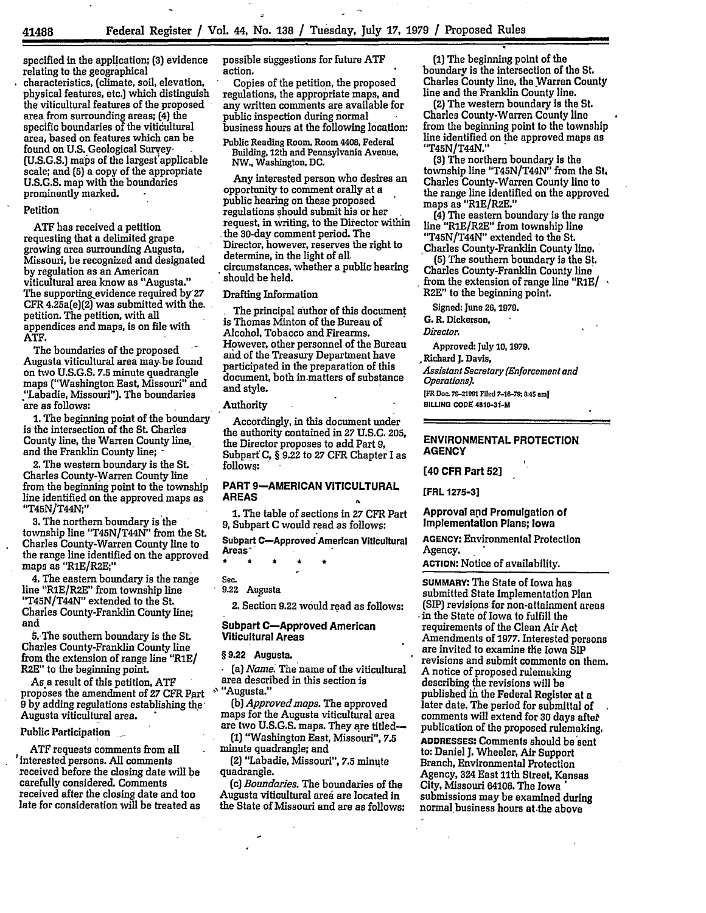specified in the application; (3) evidence relating to the geographical characteristics, (climate, soil, elevation, physical features, etc.) which distinguish the viticultural features of the proposed area from surrounding areas; (4) the specific boundaries of the viticultural area, based on features which can be found on U.S. Geological Survey (U.S.G.S.) maps of the largest applicable scale; and (5) a copy of the appropriate U.S.G.S. map with the boundaries prominently marked.

### Petition

ATF has received a petition requesting that a delimited grape growing area surrounding Augusta, Missouri, be recognized and designated by regulation as an American viticultural area know as "Augusta." The supporting evidence required by 27 CFR 4.25a(e)(2) was submitted with the petition. The petition, with all appendices and maps, is on file with ATF.

The boundaries of the proposed Augusta viticultural area may be found on two U.S.G.S. 7.5 minute quadrangle maps ("Washington East, Missouri" and "Labadie, Missouri"). The boundaries are as follows:

1. The beginning point of the boundary is the intersection of the St. Charles County line, the Warren County line, and the Franklin County line;

2. The western boundary is the St. Charles County-Warren County line from the beginning point to the township line identified on the approved maps as "T45N/T44N;"

3. The northern boundary is the township line "T45N/T44N" from the St. Charles County-Warren County line to the range line identified on the approved maps as "R1E/R2E;"

4. The eastern boundary is the range line "R1E/R2E" from township line "T45N/T44N" extended to the St. Charles County-Franklin County line; and

5. The southern boundary is the St. Charles County-Franklin County line from the extension of range line "R1E/R2E" to the beginning point.

As a result of this petition, ATF proposes the amendment of 27 CFR Part 9 by adding regulations establishing the Augusta viticultural area.

### Public Participation

ATF requests comments from all interested persons. All comments received before the closing date will be carefully considered. Comments received after the closing date and too late for consideration will be treated as possible suggestions for future ATF action.

Copies of the petition, the proposed regulations, the appropriate maps, and any written comments are available for public inspection during normal business hours at the following location:

Public Reading Room, Room 4406, Federal Building, 12th and Pennsylvania Avenue, NW., Washington, DC.

Any interested person who desires an opportunity to comment orally at a public hearing on these proposed regulations should submit his or her request, in writing, to the Director within the 30-day comment period. The Director, however, reserves the right to determine, in the light of all circumstances, whether a public hearing should be held.

### Drafting Information

The principal author of this document is Thomas Minton of the Bureau of Alcohol, Tobacco and Firearms. However, other personnel of the Bureau and of the Treasury Department have participated in the preparation of this document, both in matters of substance and style.

### Authority

Accordingly, in this document under the authority contained in 27 U.S.C. 205, the Director proposes to add Part 9, Subpart C, § 9.22 to 27 CFR Chapter I as follows:

## PART 9—AMERICAN VITICULTURAL AREAS

1. The table of sections in 27 CFR Part 9, Subpart C would read as follows:

**Subpart C—Approved American Viticultural Areas**

\* \* \* \* \*

Sec.
9.22 Augusta

2. Section 9.22 would read as follows:

### Subpart C—Approved American Viticultural Areas

**§ 9.22 Augusta.**

(a) *Name.* The name of the viticultural area described in this section is "Augusta."

(b) *Approved maps.* The approved maps for the Augusta viticultural area are two U.S.G.S. maps. They are titled—

(1) "Washington East, Missouri", 7.5 minute quadrangle; and

(2) "Labadie, Missouri", 7.5 minute quadrangle.

(c) *Boundaries.* The boundaries of the Augusta viticultural area are located in the State of Missouri and are as follows:

(1) The beginning point of the boundary is the intersection of the St. Charles County line, the Warren County line and the Franklin County line.

(2) The western boundary is the St. Charles County-Warren County line from the beginning point to the township line identified on the approved maps as "T45N/T44N."

(3) The northern boundary is the township line "T45N/T44N" from the St. Charles County-Warren County line to the range line identified on the approved maps as "R1E/R2E."

(4) The eastern boundary is the range line "R1E/R2E" from township line "T45N/T44N" extended to the St. Charles County-Franklin County line.

(5) The southern boundary is the St. Charles County-Franklin County line from the extension of range line "R1E/R2E" to the beginning point.

Signed: June 26, 1979.

G. R. Dickerson,

*Director.*

Approved: July 10, 1979.

Richard J. Davis,

*Assistant Secretary (Enforcement and Operations).*

[FR Doc. 79-21991 Filed 7-16-79; 8:45 am]

BILLING CODE 4810-31-M

## ENVIRONMENTAL PROTECTION AGENCY

[40 CFR Part 52]

[FRL 1275-3]

### Approval and Promulgation of Implementation Plans; Iowa

**AGENCY:** Environmental Protection Agency.

**ACTION:** Notice of availability.

**SUMMARY:** The State of Iowa has submitted State Implementation Plan (SIP) revisions for non-attainment areas in the State of Iowa to fulfill the requirements of the Clean Air Act Amendments of 1977. Interested persons are invited to examine the Iowa SIP revisions and submit comments on them. A notice of proposed rulemaking describing the revisions will be published in the Federal Register at a later date. The period for submittal of comments will extend for 30 days after publication of the proposed rulemaking.

**ADDRESSES:** Comments should be sent to: Daniel J. Wheeler, Air Support Branch, Environmental Protection Agency, 324 East 11th Street, Kansas City, Missouri 64106. The Iowa submissions may be examined during normal business hours at the above